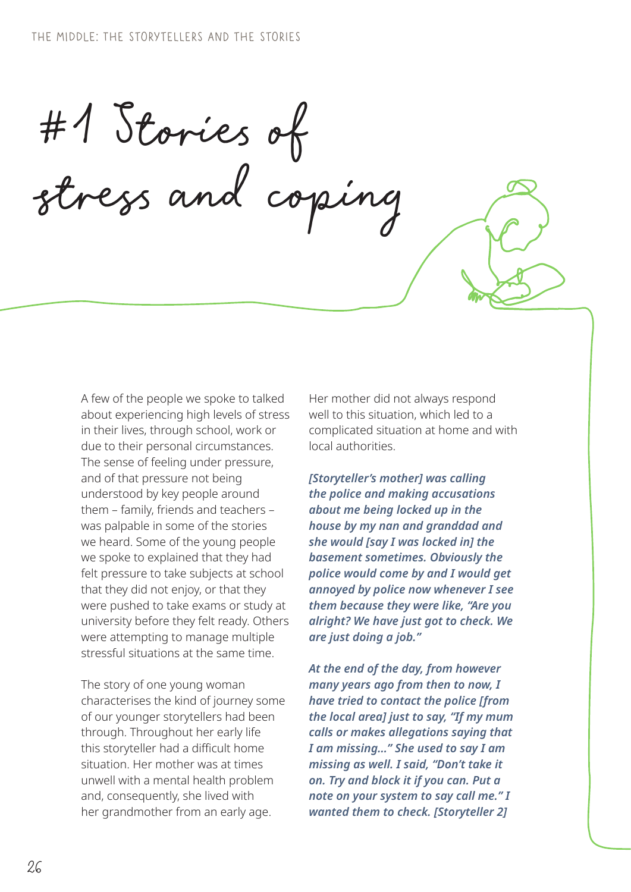# #1 Stories of stress and coping

A few of the people we spoke to talked about experiencing high levels of stress in their lives, through school, work or due to their personal circumstances. The sense of feeling under pressure, and of that pressure not being understood by key people around them – family, friends and teachers – was palpable in some of the stories we heard. Some of the young people we spoke to explained that they had felt pressure to take subjects at school that they did not enjoy, or that they were pushed to take exams or study at university before they felt ready. Others were attempting to manage multiple stressful situations at the same time.

The story of one young woman characterises the kind of journey some of our younger storytellers had been through. Throughout her early life this storyteller had a difficult home situation. Her mother was at times unwell with a mental health problem and, consequently, she lived with her grandmother from an early age. Her mother did not always respond well to this situation, which led to a complicated situation at home and with local authorities.

***[Storyteller's mother] was calling the police and making accusations about me being locked up in the house by my nan and granddad and she would [say I was locked in] the basement sometimes. Obviously the police would come by and I would get annoyed by police now whenever I see them because they were like, "Are you alright? We have just got to check. We are just doing a job."***

***At the end of the day, from however many years ago from then to now, I have tried to contact the police [from the local area] just to say, "If my mum calls or makes allegations saying that I am missing..." She used to say I am missing as well. I said, "Don't take it on. Try and block it if you can. Put a note on your system to say call me." I wanted them to check. [Storyteller 2]***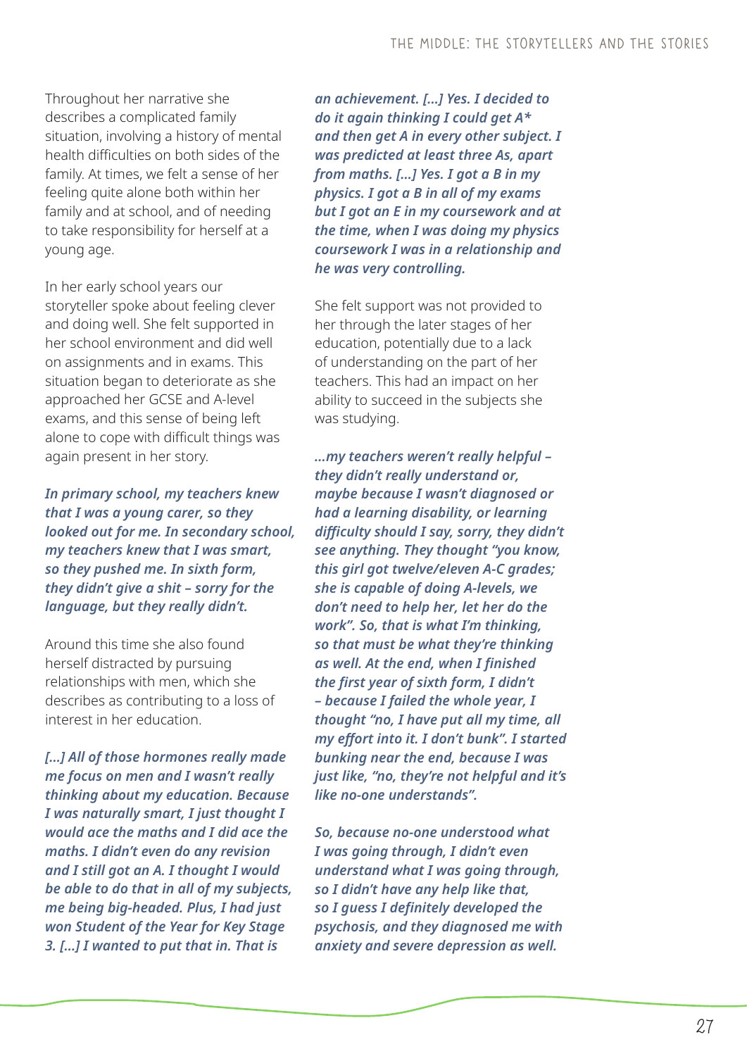Throughout her narrative she describes a complicated family situation, involving a history of mental health difficulties on both sides of the family. At times, we felt a sense of her feeling quite alone both within her family and at school, and of needing to take responsibility for herself at a young age.

In her early school years our storyteller spoke about feeling clever and doing well. She felt supported in her school environment and did well on assignments and in exams. This situation began to deteriorate as she approached her GCSE and A-level exams, and this sense of being left alone to cope with difficult things was again present in her story.

***In primary school, my teachers knew that I was a young carer, so they looked out for me. In secondary school, my teachers knew that I was smart, so they pushed me. In sixth form, they didn't give a shit – sorry for the language, but they really didn't.***

Around this time she also found herself distracted by pursuing relationships with men, which she describes as contributing to a loss of interest in her education.

***[...] All of those hormones really made me focus on men and I wasn't really thinking about my education. Because I was naturally smart, I just thought I would ace the maths and I did ace the maths. I didn't even do any revision and I still got an A. I thought I would be able to do that in all of my subjects, me being big-headed. Plus, I had just won Student of the Year for Key Stage 3. [...] I wanted to put that in. That is an achievement. [...] Yes. I decided to do it again thinking I could get A* and then get A in every other subject. I was predicted at least three As, apart from maths. [...] Yes. I got a B in my physics. I got a B in all of my exams but I got an E in my coursework and at the time, when I was doing my physics coursework I was in a relationship and he was very controlling.***

She felt support was not provided to her through the later stages of her education, potentially due to a lack of understanding on the part of her teachers. This had an impact on her ability to succeed in the subjects she was studying.

***...my teachers weren't really helpful – they didn't really understand or, maybe because I wasn't diagnosed or had a learning disability, or learning difficulty should I say, sorry, they didn't see anything. They thought "you know, this girl got twelve/eleven A-C grades; she is capable of doing A-levels, we don't need to help her, let her do the work". So, that is what I'm thinking, so that must be what they're thinking as well. At the end, when I finished the first year of sixth form, I didn't – because I failed the whole year, I thought "no, I have put all my time, all my effort into it. I don't bunk". I started bunking near the end, because I was just like, "no, they're not helpful and it's like no-one understands".***

***So, because no-one understood what I was going through, I didn't even understand what I was going through, so I didn't have any help like that, so I guess I definitely developed the psychosis, and they diagnosed me with anxiety and severe depression as well.***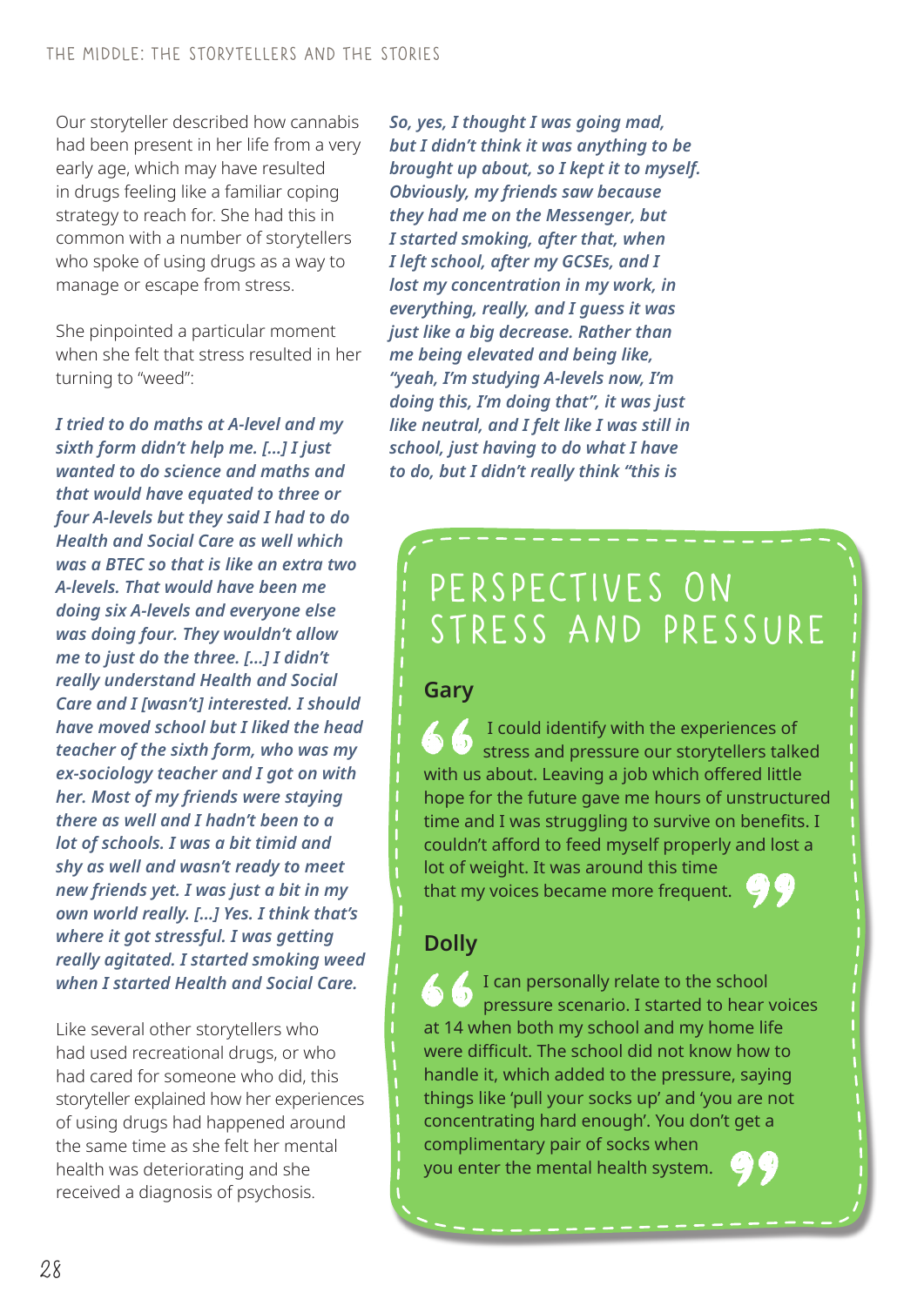Our storyteller described how cannabis had been present in her life from a very early age, which may have resulted in drugs feeling like a familiar coping strategy to reach for. She had this in common with a number of storytellers who spoke of using drugs as a way to manage or escape from stress.

She pinpointed a particular moment when she felt that stress resulted in her turning to "weed":

***I tried to do maths at A-level and my sixth form didn't help me. [...] I just wanted to do science and maths and that would have equated to three or four A-levels but they said I had to do Health and Social Care as well which was a BTEC so that is like an extra two A-levels. That would have been me doing six A-levels and everyone else was doing four. They wouldn't allow me to just do the three. [...] I didn't really understand Health and Social Care and I [wasn't] interested. I should have moved school but I liked the head teacher of the sixth form, who was my ex-sociology teacher and I got on with her. Most of my friends were staying there as well and I hadn't been to a lot of schools. I was a bit timid and shy as well and wasn't ready to meet new friends yet. I was just a bit in my own world really. [...] Yes. I think that's where it got stressful. I was getting really agitated. I started smoking weed when I started Health and Social Care.***

Like several other storytellers who had used recreational drugs, or who had cared for someone who did, this storyteller explained how her experiences of using drugs had happened around the same time as she felt her mental health was deteriorating and she received a diagnosis of psychosis.

***So, yes, I thought I was going mad, but I didn't think it was anything to be brought up about, so I kept it to myself. Obviously, my friends saw because they had me on the Messenger, but I started smoking, after that, when I left school, after my GCSEs, and I lost my concentration in my work, in everything, really, and I guess it was just like a big decrease. Rather than me being elevated and being like, "yeah, I'm studying A-levels now, I'm doing this, I'm doing that", it was just like neutral, and I felt like I was still in school, just having to do what I have to do, but I didn't really think "this is***

## PERSPECTIVES ON STRESS AND PRESSURE

### Gary

"I could identify with the experiences of stress and pressure our storytellers talked with us about. Leaving a job which offered little hope for the future gave me hours of unstructured time and I was struggling to survive on benefits. I couldn't afford to feed myself properly and lost a lot of weight. It was around this time that my voices became more frequent."

### Dolly

"I can personally relate to the school pressure scenario. I started to hear voices at 14 when both my school and my home life were difficult. The school did not know how to handle it, which added to the pressure, saying things like 'pull your socks up' and 'you are not concentrating hard enough'. You don't get a complimentary pair of socks when you enter the mental health system."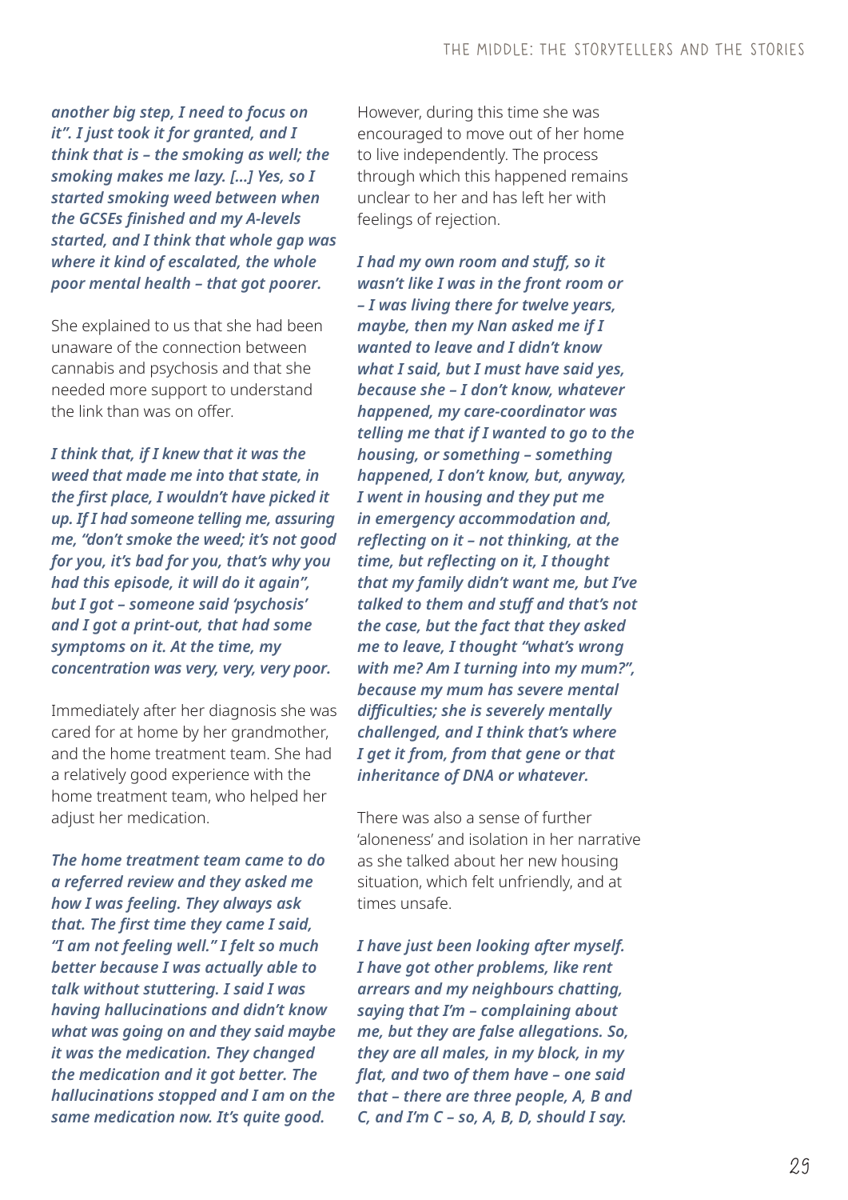***another big step, I need to focus on it". I just took it for granted, and I think that is – the smoking as well; the smoking makes me lazy. [...] Yes, so I started smoking weed between when the GCSEs finished and my A-levels started, and I think that whole gap was where it kind of escalated, the whole poor mental health – that got poorer.***

She explained to us that she had been unaware of the connection between cannabis and psychosis and that she needed more support to understand the link than was on offer.

***I think that, if I knew that it was the weed that made me into that state, in the first place, I wouldn't have picked it up. If I had someone telling me, assuring me, "don't smoke the weed; it's not good for you, it's bad for you, that's why you had this episode, it will do it again", but I got – someone said 'psychosis' and I got a print-out, that had some symptoms on it. At the time, my concentration was very, very, very poor.***

Immediately after her diagnosis she was cared for at home by her grandmother, and the home treatment team. She had a relatively good experience with the home treatment team, who helped her adjust her medication.

***The home treatment team came to do a referred review and they asked me how I was feeling. They always ask that. The first time they came I said, "I am not feeling well." I felt so much better because I was actually able to talk without stuttering. I said I was having hallucinations and didn't know what was going on and they said maybe it was the medication. They changed the medication and it got better. The hallucinations stopped and I am on the same medication now. It's quite good.***

However, during this time she was encouraged to move out of her home to live independently. The process through which this happened remains unclear to her and has left her with feelings of rejection.

***I had my own room and stuff, so it wasn't like I was in the front room or – I was living there for twelve years, maybe, then my Nan asked me if I wanted to leave and I didn't know what I said, but I must have said yes, because she – I don't know, whatever happened, my care-coordinator was telling me that if I wanted to go to the housing, or something – something happened, I don't know, but, anyway, I went in housing and they put me in emergency accommodation and, reflecting on it – not thinking, at the time, but reflecting on it, I thought that my family didn't want me, but I've talked to them and stuff and that's not the case, but the fact that they asked me to leave, I thought "what's wrong with me? Am I turning into my mum?", because my mum has severe mental difficulties; she is severely mentally challenged, and I think that's where I get it from, from that gene or that inheritance of DNA or whatever.***

There was also a sense of further 'aloneness' and isolation in her narrative as she talked about her new housing situation, which felt unfriendly, and at times unsafe.

***I have just been looking after myself. I have got other problems, like rent arrears and my neighbours chatting, saying that I'm – complaining about me, but they are false allegations. So, they are all males, in my block, in my flat, and two of them have – one said that – there are three people, A, B and C, and I'm C – so, A, B, D, should I say.***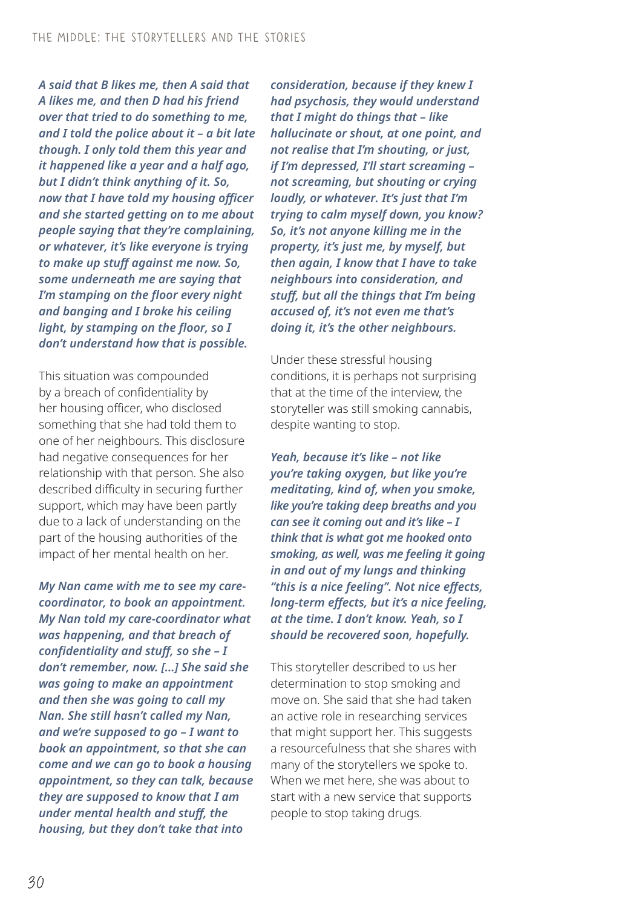***A said that B likes me, then A said that A likes me, and then D had his friend over that tried to do something to me, and I told the police about it – a bit late though. I only told them this year and it happened like a year and a half ago, but I didn't think anything of it. So, now that I have told my housing officer and she started getting on to me about people saying that they're complaining, or whatever, it's like everyone is trying to make up stuff against me now. So, some underneath me are saying that I'm stamping on the floor every night and banging and I broke his ceiling light, by stamping on the floor, so I don't understand how that is possible.***

This situation was compounded by a breach of confidentiality by her housing officer, who disclosed something that she had told them to one of her neighbours. This disclosure had negative consequences for her relationship with that person. She also described difficulty in securing further support, which may have been partly due to a lack of understanding on the part of the housing authorities of the impact of her mental health on her.

***My Nan came with me to see my care-coordinator, to book an appointment. My Nan told my care-coordinator what was happening, and that breach of confidentiality and stuff, so she – I don't remember, now. […] She said she was going to make an appointment and then she was going to call my Nan. She still hasn't called my Nan, and we're supposed to go – I want to book an appointment, so that she can come and we can go to book a housing appointment, so they can talk, because they are supposed to know that I am under mental health and stuff, the housing, but they don't take that into consideration, because if they knew I had psychosis, they would understand that I might do things that – like hallucinate or shout, at one point, and not realise that I'm shouting, or just, if I'm depressed, I'll start screaming – not screaming, but shouting or crying loudly, or whatever. It's just that I'm trying to calm myself down, you know? So, it's not anyone killing me in the property, it's just me, by myself, but then again, I know that I have to take neighbours into consideration, and stuff, but all the things that I'm being accused of, it's not even me that's doing it, it's the other neighbours.***

Under these stressful housing conditions, it is perhaps not surprising that at the time of the interview, the storyteller was still smoking cannabis, despite wanting to stop.

***Yeah, because it's like – not like you're taking oxygen, but like you're meditating, kind of, when you smoke, like you're taking deep breaths and you can see it coming out and it's like – I think that is what got me hooked onto smoking, as well, was me feeling it going in and out of my lungs and thinking "this is a nice feeling". Not nice effects, long-term effects, but it's a nice feeling, at the time. I don't know. Yeah, so I should be recovered soon, hopefully.***

This storyteller described to us her determination to stop smoking and move on. She said that she had taken an active role in researching services that might support her. This suggests a resourcefulness that she shares with many of the storytellers we spoke to. When we met here, she was about to start with a new service that supports people to stop taking drugs.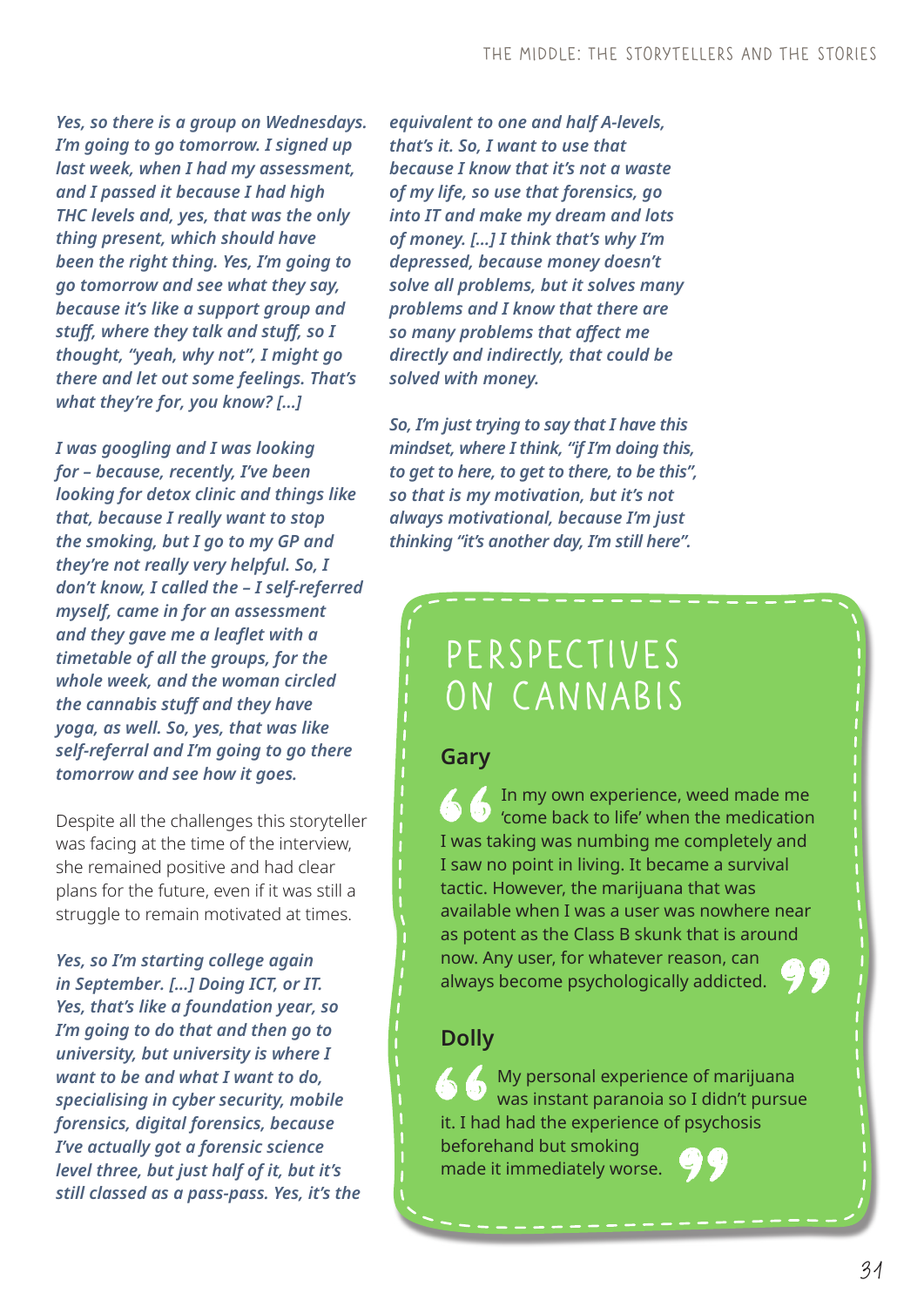*Yes, so there is a group on Wednesdays. I'm going to go tomorrow. I signed up last week, when I had my assessment, and I passed it because I had high THC levels and, yes, that was the only thing present, which should have been the right thing. Yes, I'm going to go tomorrow and see what they say, because it's like a support group and stuff, where they talk and stuff, so I thought, "yeah, why not", I might go there and let out some feelings. That's what they're for, you know? [...]*

*I was googling and I was looking for – because, recently, I've been looking for detox clinic and things like that, because I really want to stop the smoking, but I go to my GP and they're not really very helpful. So, I don't know, I called the – I self-referred myself, came in for an assessment and they gave me a leaflet with a timetable of all the groups, for the whole week, and the woman circled the cannabis stuff and they have yoga, as well. So, yes, that was like self-referral and I'm going to go there tomorrow and see how it goes.*

Despite all the challenges this storyteller was facing at the time of the interview, she remained positive and had clear plans for the future, even if it was still a struggle to remain motivated at times.

*Yes, so I'm starting college again in September. [...] Doing ICT, or IT. Yes, that's like a foundation year, so I'm going to do that and then go to university, but university is where I want to be and what I want to do, specialising in cyber security, mobile forensics, digital forensics, because I've actually got a forensic science level three, but just half of it, but it's still classed as a pass-pass. Yes, it's the equivalent to one and half A-levels, that's it. So, I want to use that because I know that it's not a waste of my life, so use that forensics, go into IT and make my dream and lots of money. [...] I think that's why I'm depressed, because money doesn't solve all problems, but it solves many problems and I know that there are so many problems that affect me directly and indirectly, that could be solved with money.*

*So, I'm just trying to say that I have this mindset, where I think, "if I'm doing this, to get to here, to get to there, to be this", so that is my motivation, but it's not always motivational, because I'm just thinking "it's another day, I'm still here".*

## PERSPECTIVES ON CANNABIS

### Gary

"In my own experience, weed made me 'come back to life' when the medication I was taking was numbing me completely and I saw no point in living. It became a survival tactic. However, the marijuana that was available when I was a user was nowhere near as potent as the Class B skunk that is around now. Any user, for whatever reason, can always become psychologically addicted."

### Dolly

"My personal experience of marijuana was instant paranoia so I didn't pursue it. I had had the experience of psychosis beforehand but smoking made it immediately worse."